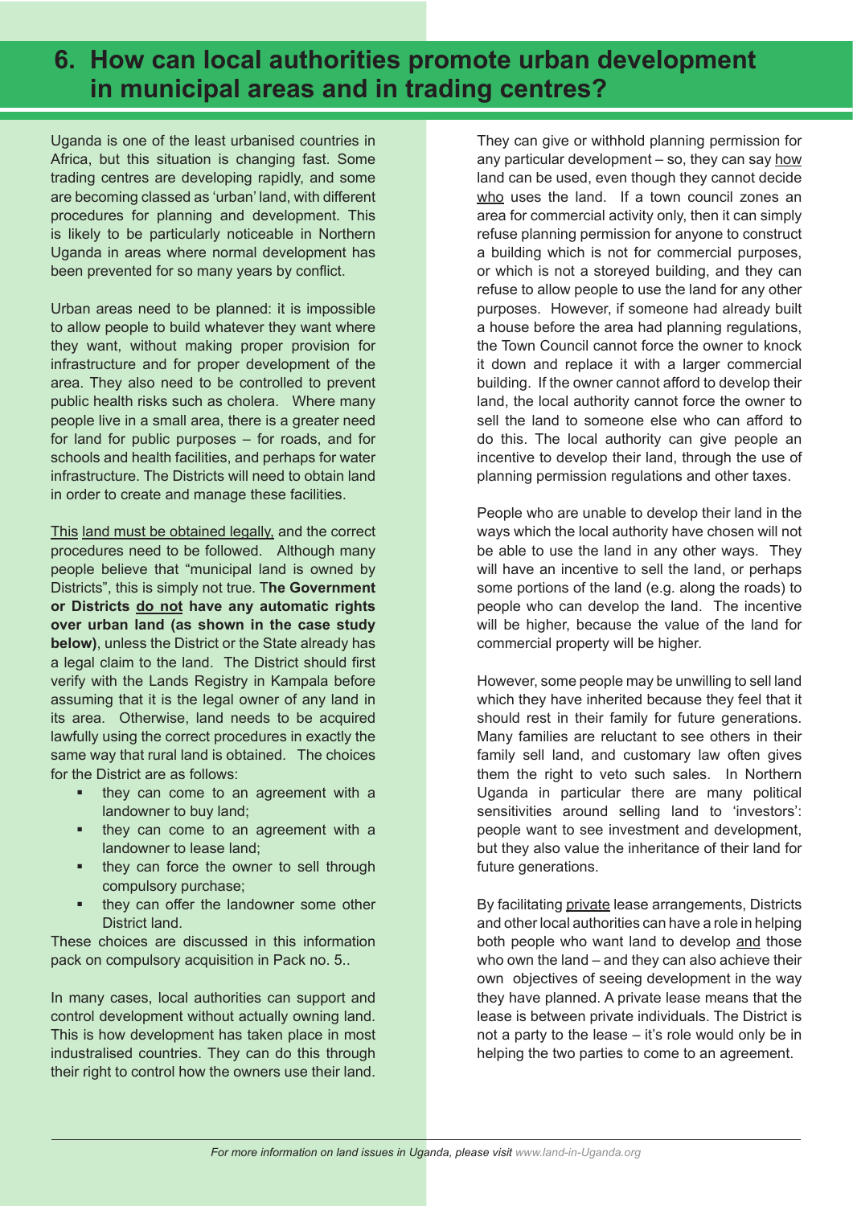# 6. How can local authorities promote urban development in municipal areas and in trading centres?

Uganda is one of the least urbanised countries in Africa, but this situation is changing fast. Some trading centres are developing rapidly, and some are becoming classed as 'urban' land, with different procedures for planning and development. This is likely to be particularly noticeable in Northern Uganda in areas where normal development has been prevented for so many years by conflict.

Urban areas need to be planned: it is impossible to allow people to build whatever they want where they want, without making proper provision for infrastructure and for proper development of the area. They also need to be controlled to prevent public health risks such as cholera. Where many people live in a small area, there is a greater need for land for public purposes – for roads, and for schools and health facilities, and perhaps for water infrastructure. The Districts will need to obtain land in order to create and manage these facilities.

This land must be obtained legally, and the correct procedures need to be followed. Although many people believe that "municipal land is owned by Districts", this is simply not true. **The Government or Districts do not have any automatic rights over urban land (as shown in the case study below)**, unless the District or the State already has a legal claim to the land. The District should first verify with the Lands Registry in Kampala before assuming that it is the legal owner of any land in its area. Otherwise, land needs to be acquired lawfully using the correct procedures in exactly the same way that rural land is obtained. The choices for the District are as follows:

- they can come to an agreement with a landowner to buy land;
- they can come to an agreement with a landowner to lease land;
- they can force the owner to sell through compulsory purchase;
- they can offer the landowner some other District land.

These choices are discussed in this information pack on compulsory acquisition in Pack no. 5..

In many cases, local authorities can support and control development without actually owning land. This is how development has taken place in most industrialised countries. They can do this through their right to control how the owners use their land. They can give or withhold planning permission for any particular development – so, they can say how land can be used, even though they cannot decide who uses the land. If a town council zones an area for commercial activity only, then it can simply refuse planning permission for anyone to construct a building which is not for commercial purposes, or which is not a storeyed building, and they can refuse to allow people to use the land for any other purposes. However, if someone had already built a house before the area had planning regulations, the Town Council cannot force the owner to knock it down and replace it with a larger commercial building. If the owner cannot afford to develop their land, the local authority cannot force the owner to sell the land to someone else who can afford to do this. The local authority can give people an incentive to develop their land, through the use of planning permission regulations and other taxes.

People who are unable to develop their land in the ways which the local authority have chosen will not be able to use the land in any other ways. They will have an incentive to sell the land, or perhaps some portions of the land (e.g. along the roads) to people who can develop the land. The incentive will be higher, because the value of the land for commercial property will be higher.

However, some people may be unwilling to sell land which they have inherited because they feel that it should rest in their family for future generations. Many families are reluctant to see others in their family sell land, and customary law often gives them the right to veto such sales. In Northern Uganda in particular there are many political sensitivities around selling land to 'investors': people want to see investment and development, but they also value the inheritance of their land for future generations.

By facilitating private lease arrangements, Districts and other local authorities can have a role in helping both people who want land to develop and those who own the land – and they can also achieve their own objectives of seeing development in the way they have planned. A private lease means that the lease is between private individuals. The District is not a party to the lease – it's role would only be in helping the two parties to come to an agreement.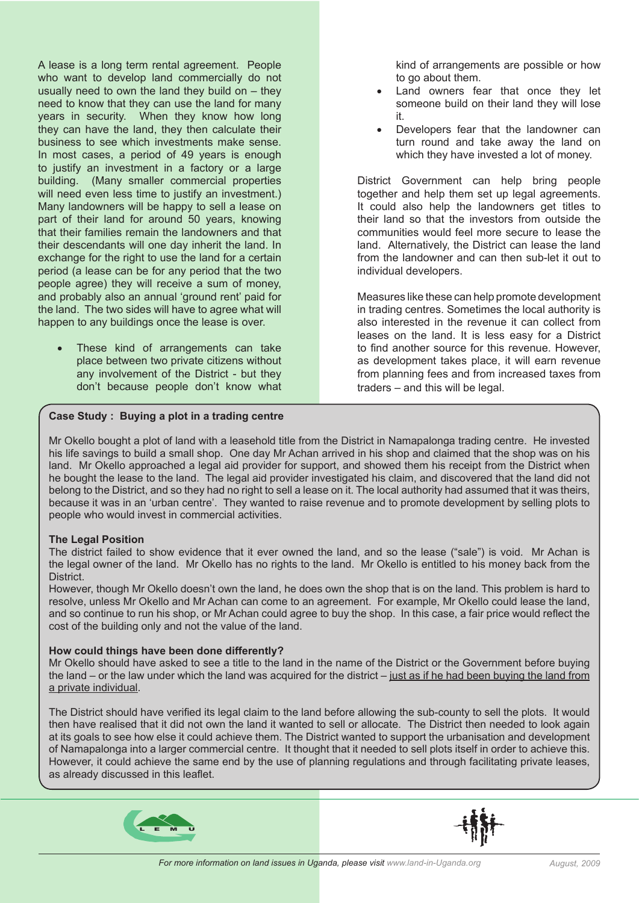A lease is a long term rental agreement. People who want to develop land commercially do not usually need to own the land they build on – they need to know that they can use the land for many years in security. When they know how long they can have the land, they then calculate their business to see which investments make sense. In most cases, a period of 49 years is enough to justify an investment in a factory or a large building. (Many smaller commercial properties will need even less time to justify an investment.) Many landowners will be happy to sell a lease on part of their land for around 50 years, knowing that their families remain the landowners and that their descendants will one day inherit the land. In exchange for the right to use the land for a certain period (a lease can be for any period that the two people agree) they will receive a sum of money, and probably also an annual 'ground rent' paid for the land. The two sides will have to agree what will happen to any buildings once the lease is over.

- These kind of arrangements can take place between two private citizens without any involvement of the District - but they don't because people don't know what kind of arrangements are possible or how to go about them.
- Land owners fear that once they let someone build on their land they will lose it.
- Developers fear that the landowner can turn round and take away the land on which they have invested a lot of money.

District Government can help bring people together and help them set up legal agreements. It could also help the landowners get titles to their land so that the investors from outside the communities would feel more secure to lease the land. Alternatively, the District can lease the land from the landowner and can then sub-let it out to individual developers.

Measures like these can help promote development in trading centres. Sometimes the local authority is also interested in the revenue it can collect from leases on the land. It is less easy for a District to find another source for this revenue. However, as development takes place, it will earn revenue from planning fees and from increased taxes from traders – and this will be legal.

### Case Study : Buying a plot in a trading centre

Mr Okello bought a plot of land with a leasehold title from the District in Namapalonga trading centre. He invested his life savings to build a small shop. One day Mr Achan arrived in his shop and claimed that the shop was on his land. Mr Okello approached a legal aid provider for support, and showed them his receipt from the District when he bought the lease to the land. The legal aid provider investigated his claim, and discovered that the land did not belong to the District, and so they had no right to sell a lease on it. The local authority had assumed that it was theirs, because it was in an 'urban centre'. They wanted to raise revenue and to promote development by selling plots to people who would invest in commercial activities.

**The Legal Position**

The district failed to show evidence that it ever owned the land, and so the lease ("sale") is void. Mr Achan is the legal owner of the land. Mr Okello has no rights to the land. Mr Okello is entitled to his money back from the District.

However, though Mr Okello doesn't own the land, he does own the shop that is on the land. This problem is hard to resolve, unless Mr Okello and Mr Achan can come to an agreement. For example, Mr Okello could lease the land, and so continue to run his shop, or Mr Achan could agree to buy the shop. In this case, a fair price would reflect the cost of the building only and not the value of the land.

**How could things have been done differently?**

Mr Okello should have asked to see a title to the land in the name of the District or the Government before buying the land – or the law under which the land was acquired for the district – just as if he had been buying the land from a private individual.

The District should have verified its legal claim to the land before allowing the sub-county to sell the plots. It would then have realised that it did not own the land it wanted to sell or allocate. The District then needed to look again at its goals to see how else it could achieve them. The District wanted to support the urbanisation and development of Namapalonga into a larger commercial centre. It thought that it needed to sell plots itself in order to achieve this. However, it could achieve the same end by the use of planning regulations and through facilitating private leases, as already discussed in this leaflet.

*For more information on land issues in Uganda, please visit www.land-in-Uganda.org*

*August, 2009*